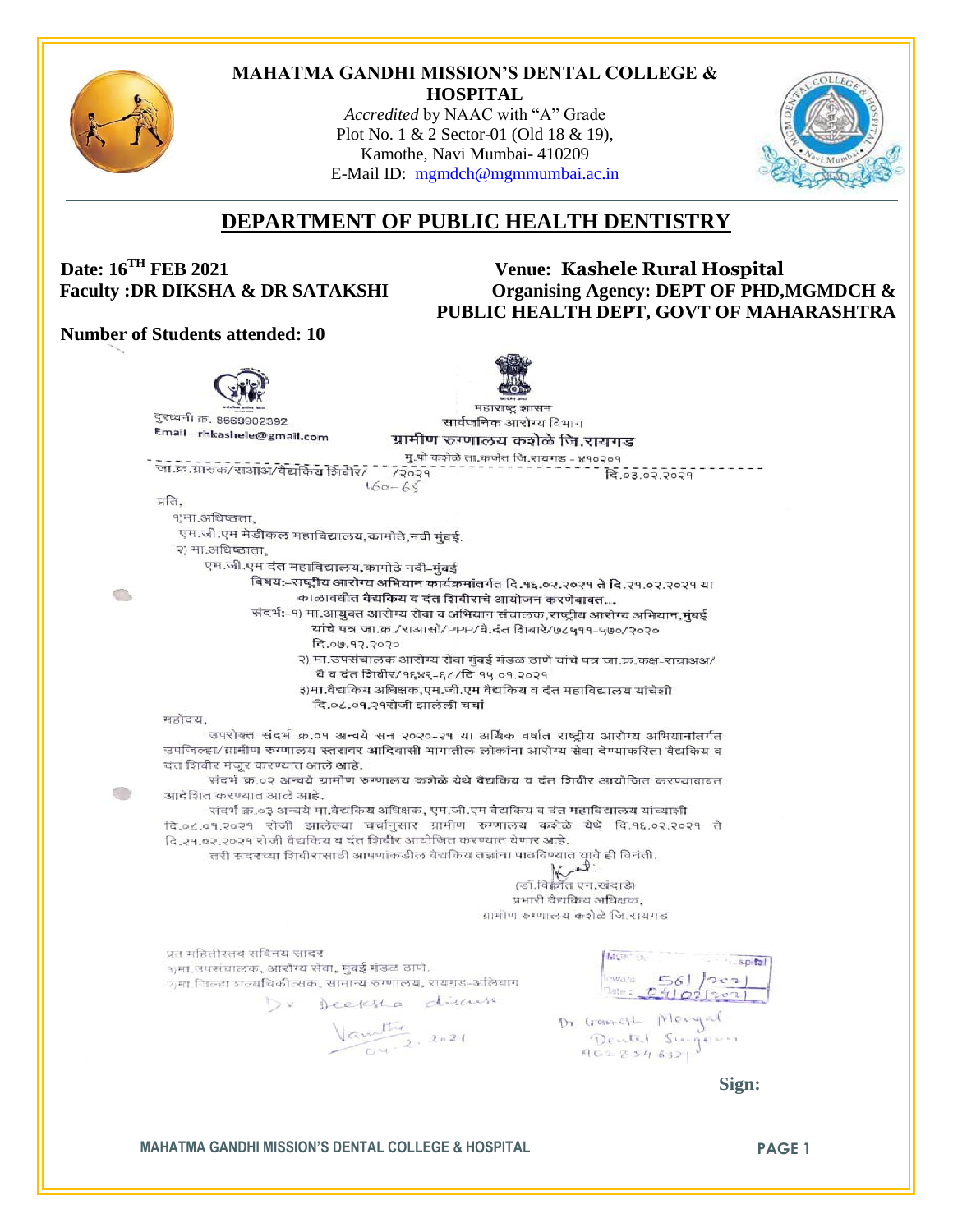# MAHATMA GANDHI MISSION'S DENTAL COLLEGE & HOSPITAL

*Accredited* by NAAC with "A" Grade
Plot No. 1 & 2 Sector-01 (Old 18 & 19),
Kamothe, Navi Mumbai- 410209
E-Mail ID: mgmdch@mgmmumbai.ac.in

## DEPARTMENT OF PUBLIC HEALTH DENTISTRY

**Date: 16TH FEB 2021**
**Venue: Kashele Rural Hospital**
**Faculty :DR DIKSHA & DR SATAKSHI**
**Organising Agency: DEPT OF PHD,MGMDCH & PUBLIC HEALTH DEPT, GOVT OF MAHARASHTRA**

**Number of Students attended: 10**

दुरध्वनी क्र. 8669902392
Email - rhkashele@gmail.com

महाराष्ट्र शासन
सार्वजनिक आरोग्य विभाग
**ग्रामीण रुग्णालय कशेळे जि.रायगड**
मु.पो कशेळे ता.कर्जत जि.रायगड - ४१०२०१

जा.क्र.ग्रारुक/राआअ/वैद्यकिय शिबीर/ /२०२१ 160-65 दि.०३.०२.२०२१

प्रति,
१)मा.अधिष्ठता,
एम.जी.एम मेडीकल महाविद्यालय,कामोठे,नवी मुंबई.
२) मा.अधिष्ठाता,
एम.जी.एम दंत महाविद्यालय,कामोठे नवी-मुंबई

**विषय:-राष्ट्रीय आरोग्य अभियान कार्यक्रमांतर्गत दि.१६.०२.२०२१ ते दि.२१.०२.२०२१ या कालावधीत वैद्यकिय व दंत शिबीराचे आयोजन करणेबाबत...**

संदर्भ:-१) मा.आयुक्त आरोग्य सेवा व अभियान संचालक,राष्ट्रीय आरोग्य अभियान,मुंबई यांचे पत्र जा.क्र./राआसो/PPP/वै.दंत शिबारे/७८५११-५७०/२०२० दि.०७.१२.२०२०
२) मा.उपसंचालक आरोग्य सेवा मुंबई मंडळ ठाणे यांचे पत्र जा.क्र.कक्ष-राग्राअअ/ वै व दंत शिबीर/१६४९-६८/दि.१५.०१.२०२१
३)मा.वैद्यकिय अधिक्षक,एम.जी.एम वैद्यकिय व दंत महाविद्यालय यांचेशी दि.०८.०१.२१रोजी झालेली चर्चा

महोदय,

उपरोक्त संदर्भ क्र.०१ अन्वये सन २०२०-२१ या अर्थिक वर्षात राष्ट्रीय आरोग्य अभियानांतर्गत उपजिल्हा/ग्रामीण रुग्णालय स्तरावर आदिवासी भागातील लोकांना आरोग्य सेवा देण्याकरिता वैद्यकिय व दंत शिबीर मंजूर करण्यात आले आहे.

संदर्भ क्र.०२ अन्वये ग्रामीण रुग्णालय कशेळे येथे वैद्यकिय व दंत शिबीर आयोजित करण्याबाबत आदेशित करण्यात आले आहे.

संदर्भ क्र.०३ अन्वये मा.वैद्यकिय अधिक्षक, एम.जी.एम वैद्यकिय व दंत महाविद्यालय यांच्याशी दि.०८.०१.२०२१ रोजी झालेल्या चर्चानुसार ग्रामीण रुग्णालय कशेळे येथे दि.१६.०२.२०२१ ते दि.२१.०२.२०२१ रोजी वैद्यकिय व दंत शिबीर आयोजित करण्यात येणार आहे.

तरी सदरच्या शिबीरासाठी आपणांकडील वैद्यकिय तज्ञांना पाठविण्यात यावे ही विनंती.

(डॉ.विक्रांत एन.खंदाडे)
प्रभारी वैद्यकिय अधिक्षक,
ग्रामीण रुग्णालय कशेळे जि.रायगड

प्रत माहितीस्तव सविनय सादर
१)मा.उपसंचालक, आरोग्य सेवा, मुंबई मंडळ ठाणे.
२)मा.जिल्हा शल्यचिकीत्सक, सामान्य रुग्णालय, रायगड-अलिबाग

Dr Deeksha diwan

Vamitha 04.2.2021

MGM Dental Hospital
Inward: 561/2021
Date: 04/02/2021

Dr Ganesh Mongal
Dental Surgeon
9028346321

**Sign:**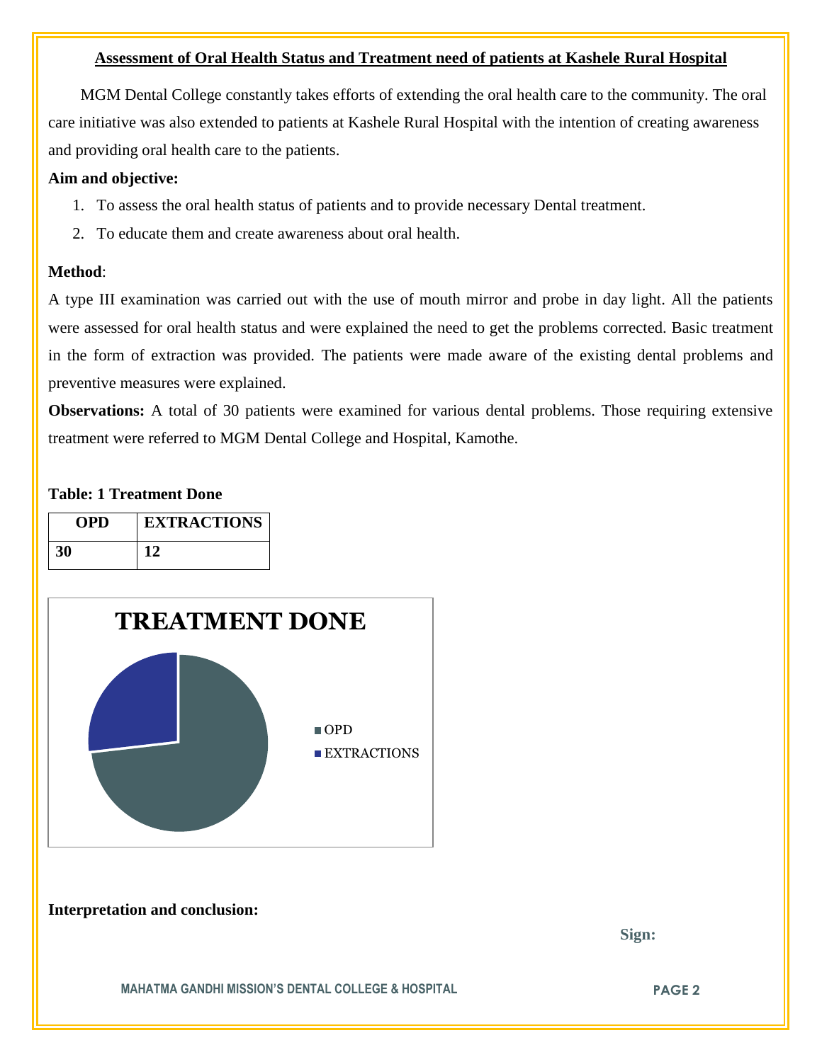## Assessment of Oral Health Status and Treatment need of patients at Kashele Rural Hospital

MGM Dental College constantly takes efforts of extending the oral health care to the community. The oral care initiative was also extended to patients at Kashele Rural Hospital with the intention of creating awareness and providing oral health care to the patients.

**Aim and objective:**

1. To assess the oral health status of patients and to provide necessary Dental treatment.
2. To educate them and create awareness about oral health.

**Method**:

A type III examination was carried out with the use of mouth mirror and probe in day light. All the patients were assessed for oral health status and were explained the need to get the problems corrected. Basic treatment in the form of extraction was provided. The patients were made aware of the existing dental problems and preventive measures were explained.

**Observations:** A total of 30 patients were examined for various dental problems. Those requiring extensive treatment were referred to MGM Dental College and Hospital, Kamothe.

**Table: 1 Treatment Done**

| OPD | EXTRACTIONS |
|---|---|
| 30 | 12 |

**TREATMENT DONE**

- OPD
- EXTRACTIONS

**Interpretation and conclusion:**

**Sign:**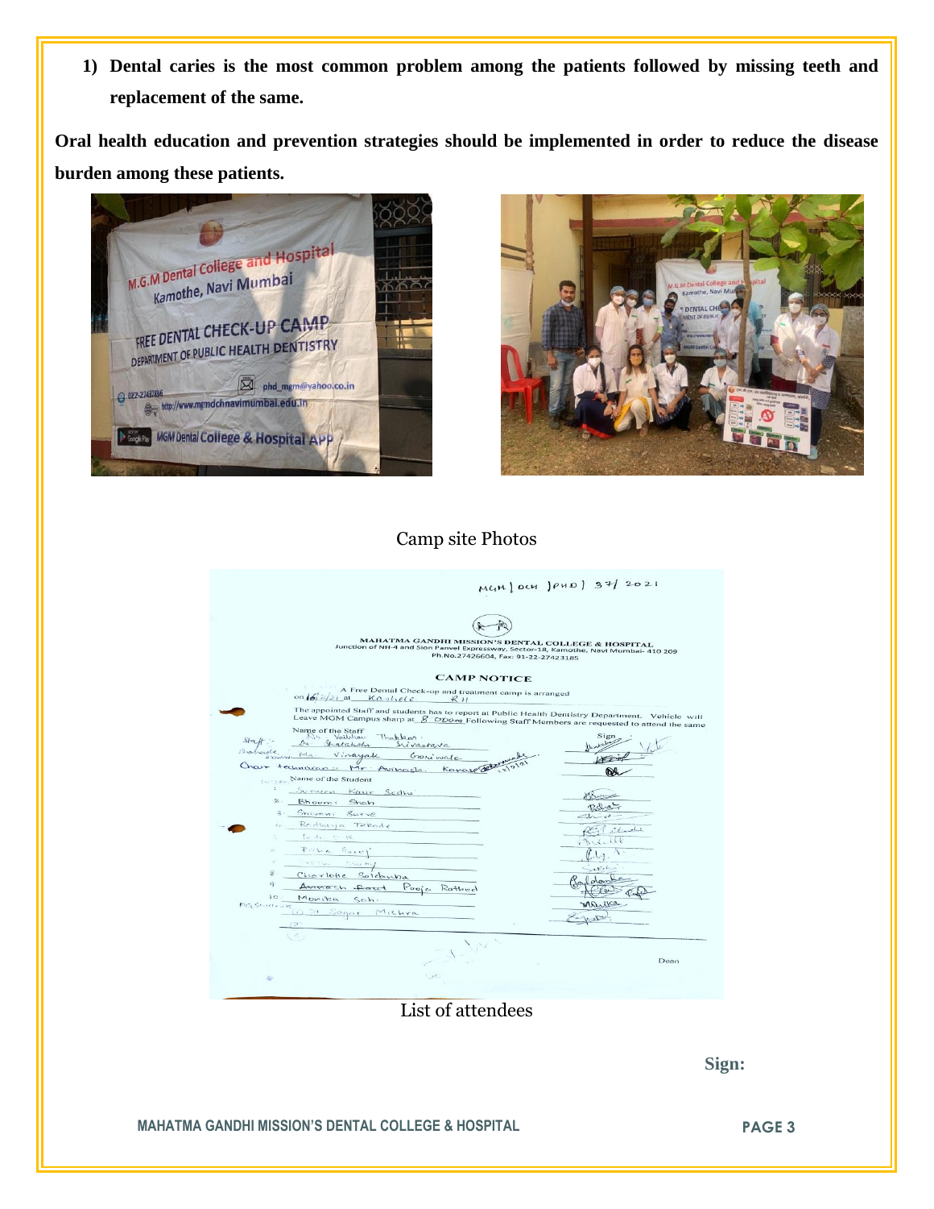1) **Dental caries is the most common problem among the patients followed by missing teeth and replacement of the same.**

**Oral health education and prevention strategies should be implemented in order to reduce the disease burden among these patients.**

Camp site Photos

List of attendees

**Sign:**